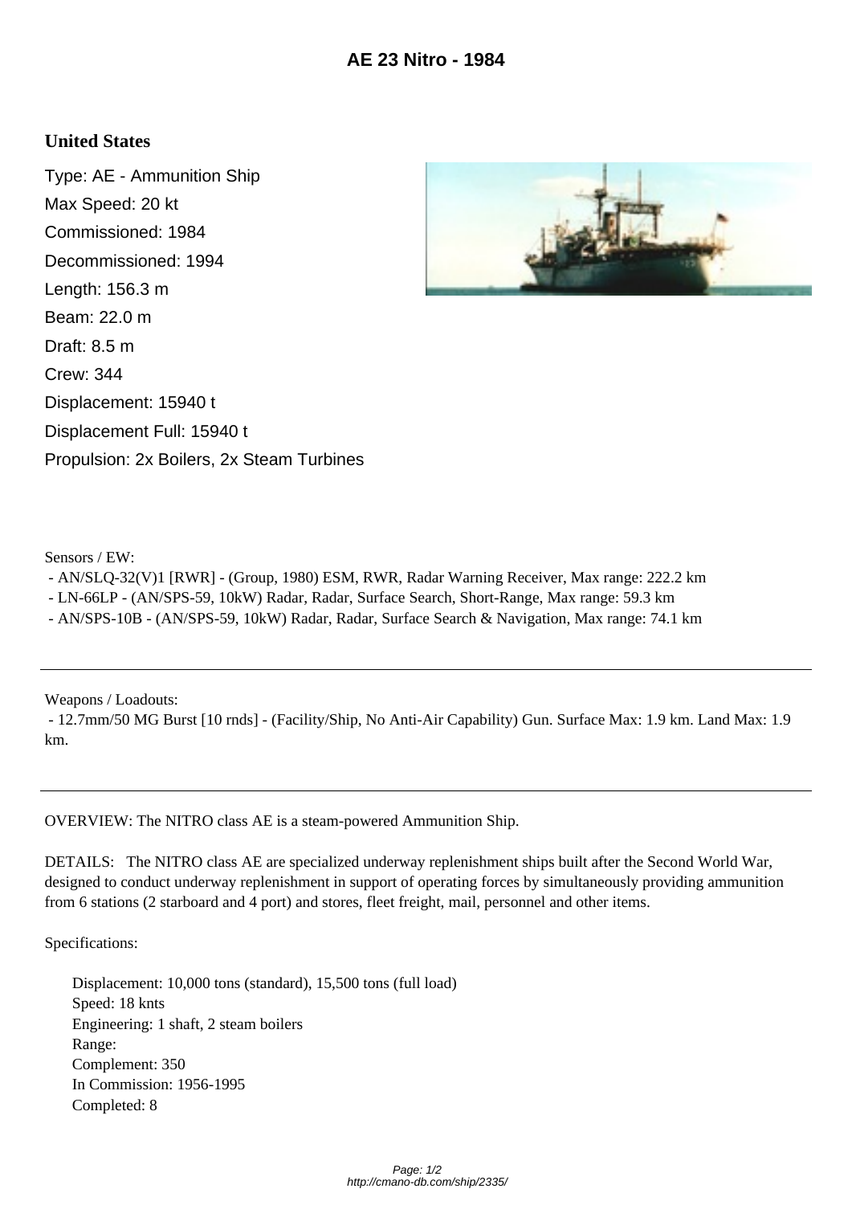# AE 23 Nitro - 1984

## United States

Type: AE - Ammunition Ship
Max Speed: 20 kt
Commissioned: 1984
Decommissioned: 1994
Length: 156.3 m
Beam: 22.0 m
Draft: 8.5 m
Crew: 344
Displacement: 15940 t
Displacement Full: 15940 t
Propulsion: 2x Boilers, 2x Steam Turbines

Sensors / EW:
- AN/SLQ-32(V)1 [RWR] - (Group, 1980) ESM, RWR, Radar Warning Receiver, Max range: 222.2 km
- LN-66LP - (AN/SPS-59, 10kW) Radar, Radar, Surface Search, Short-Range, Max range: 59.3 km
- AN/SPS-10B - (AN/SPS-59, 10kW) Radar, Radar, Surface Search & Navigation, Max range: 74.1 km

---

Weapons / Loadouts:
- 12.7mm/50 MG Burst [10 rnds] - (Facility/Ship, No Anti-Air Capability) Gun. Surface Max: 1.9 km. Land Max: 1.9 km.

---

OVERVIEW: The NITRO class AE is a steam-powered Ammunition Ship.

DETAILS: The NITRO class AE are specialized underway replenishment ships built after the Second World War, designed to conduct underway replenishment in support of operating forces by simultaneously providing ammunition from 6 stations (2 starboard and 4 port) and stores, fleet freight, mail, personnel and other items.

Specifications:

Displacement: 10,000 tons (standard), 15,500 tons (full load)
Speed: 18 knts
Engineering: 1 shaft, 2 steam boilers
Range:
Complement: 350
In Commission: 1956-1995
Completed: 8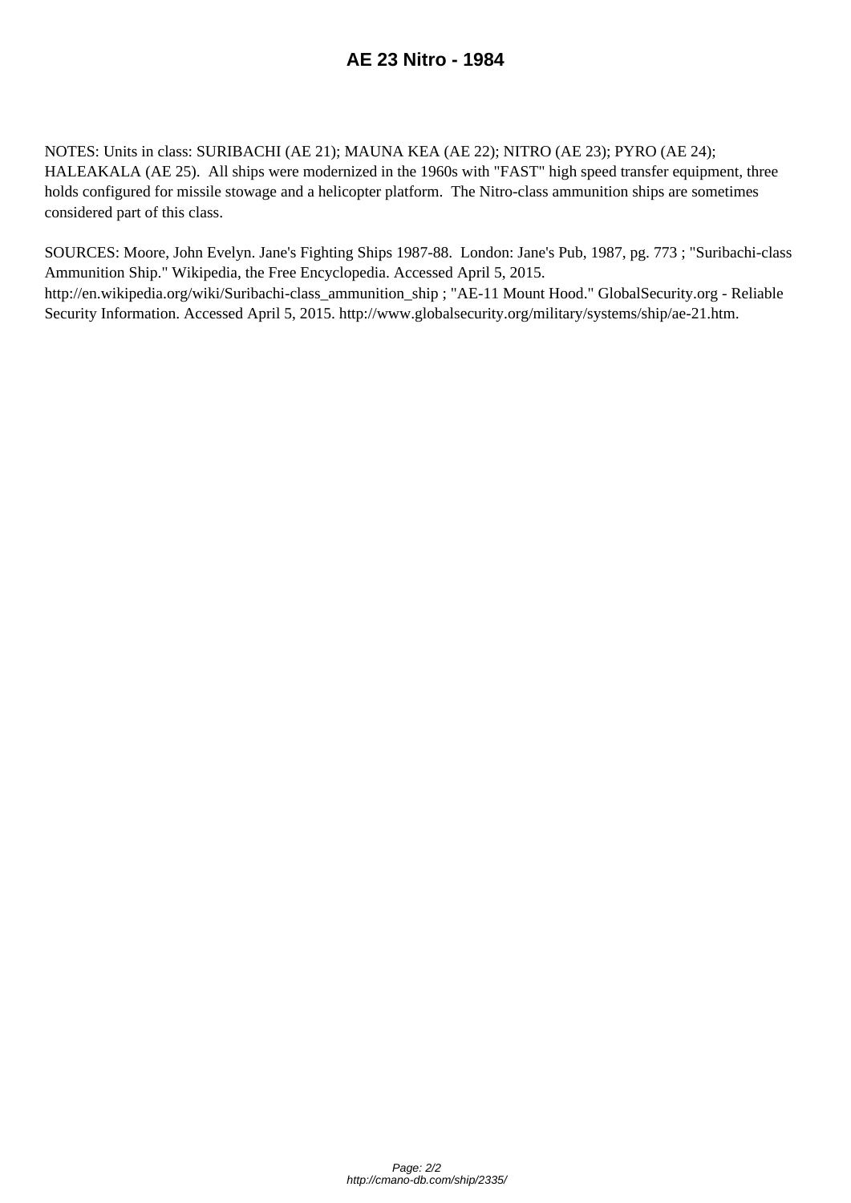NOTES: Units in class: SURIBACHI (AE 21); MAUNA KEA (AE 22); NITRO (AE 23); PYRO (AE 24); HALEAKALA (AE 25). All ships were modernized in the 1960s with "FAST" high speed transfer equipment, three holds configured for missile stowage and a helicopter platform. The Nitro-class ammunition ships are sometimes considered part of this class.

SOURCES: Moore, John Evelyn. Jane's Fighting Ships 1987-88. London: Jane's Pub, 1987, pg. 773 ; "Suribachi-class Ammunition Ship." Wikipedia, the Free Encyclopedia. Accessed April 5, 2015. http://en.wikipedia.org/wiki/Suribachi-class_ammunition_ship ; "AE-11 Mount Hood." GlobalSecurity.org - Reliable Security Information. Accessed April 5, 2015. http://www.globalsecurity.org/military/systems/ship/ae-21.htm.